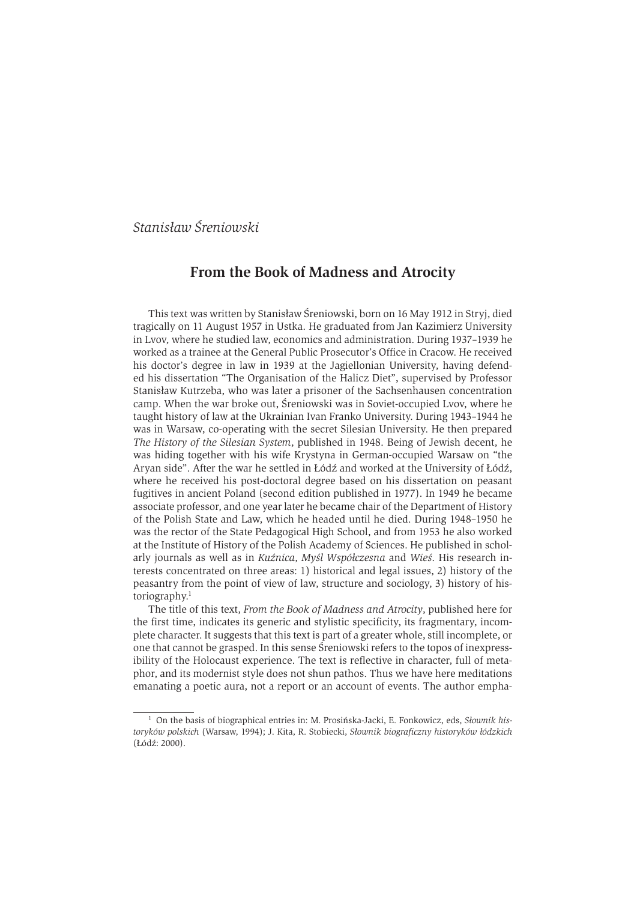*Stanisław Śreniowski*

# From the Book of Madness and Atrocity

This text was written by Stanisław Śreniowski, born on 16 May 1912 in Stryj, died tragically on 11 August 1957 in Ustka. He graduated from Jan Kazimierz University in Lvov, where he studied law, economics and administration. During 1937–1939 he worked as a trainee at the General Public Prosecutor's Office in Cracow. He received his doctor's degree in law in 1939 at the Jagiellonian University, having defended his dissertation "The Organisation of the Halicz Diet", supervised by Professor Stanisław Kutrzeba, who was later a prisoner of the Sachsenhausen concentration camp. When the war broke out, Śreniowski was in Soviet-occupied Lvov, where he taught history of law at the Ukrainian Ivan Franko University. During 1943–1944 he was in Warsaw, co-operating with the secret Silesian University. He then prepared *The History of the Silesian System*, published in 1948. Being of Jewish decent, he was hiding together with his wife Krystyna in German-occupied Warsaw on "the Aryan side". After the war he settled in Łódź and worked at the University of Łódź, where he received his post-doctoral degree based on his dissertation on peasant fugitives in ancient Poland (second edition published in 1977). In 1949 he became associate professor, and one year later he became chair of the Department of History of the Polish State and Law, which he headed until he died. During 1948–1950 he was the rector of the State Pedagogical High School, and from 1953 he also worked at the Institute of History of the Polish Academy of Sciences. He published in scholarly journals as well as in *Kuźnica*, *Myśl Współczesna* and *Wieś*. His research interests concentrated on three areas: 1) historical and legal issues, 2) history of the peasantry from the point of view of law, structure and sociology, 3) history of historiography.[1]

The title of this text, *From the Book of Madness and Atrocity*, published here for the first time, indicates its generic and stylistic specificity, its fragmentary, incomplete character. It suggests that this text is part of a greater whole, still incomplete, or one that cannot be grasped. In this sense Śreniowski refers to the topos of inexpressibility of the Holocaust experience. The text is reflective in character, full of metaphor, and its modernist style does not shun pathos. Thus we have here meditations emanating a poetic aura, not a report or an account of events. The author empha-

---

[1] On the basis of biographical entries in: M. Prosińska-Jacki, E. Fonkowicz, eds, *Słownik historyków polskich* (Warsaw, 1994); J. Kita, R. Stobiecki, *Słownik biograficzny historyków łódzkich* (Łódź: 2000).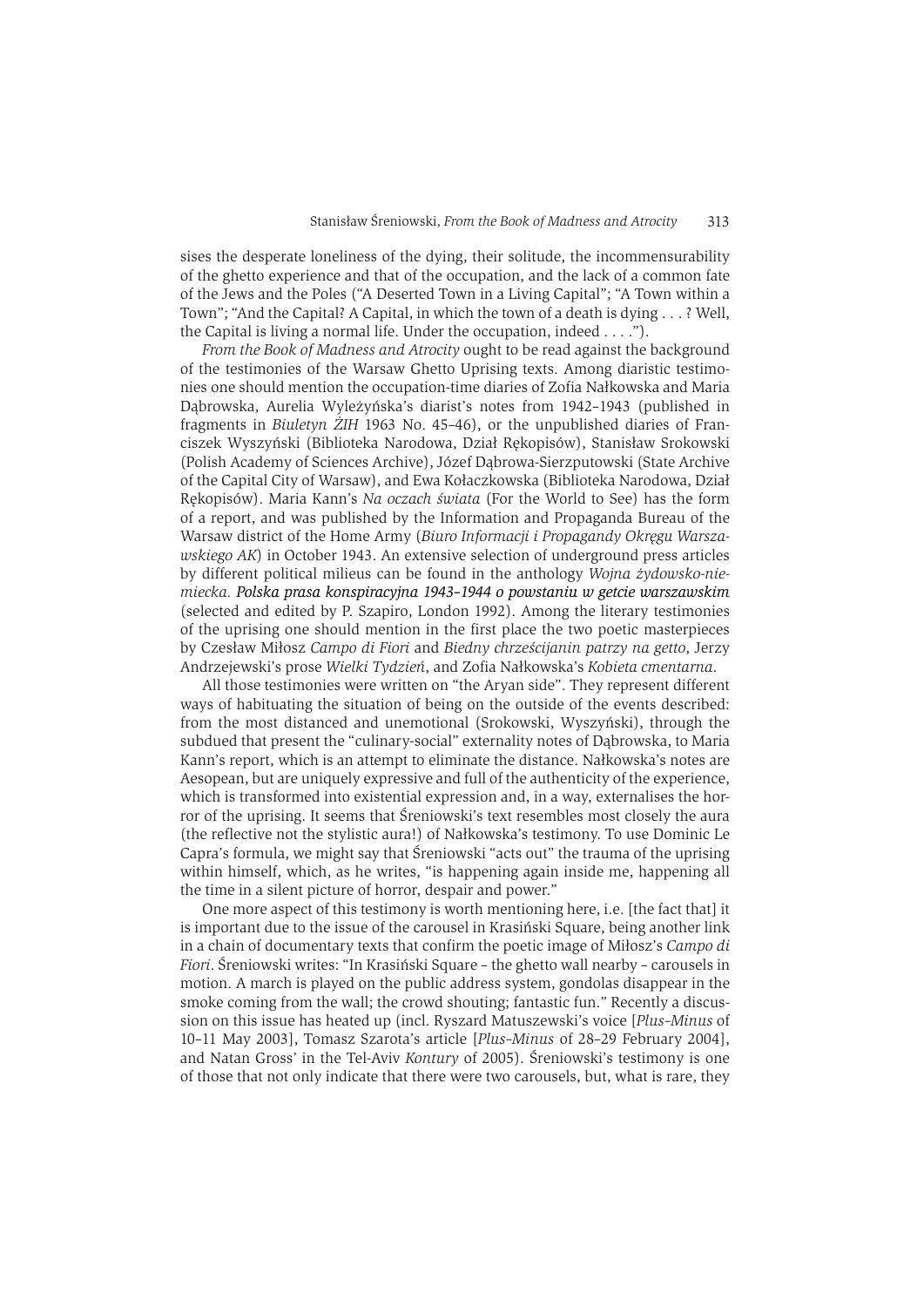sises the desperate loneliness of the dying, their solitude, the incommensurability of the ghetto experience and that of the occupation, and the lack of a common fate of the Jews and the Poles ("A Deserted Town in a Living Capital"; "A Town within a Town"; "And the Capital? A Capital, in which the town of a death is dying . . . ? Well, the Capital is living a normal life. Under the occupation, indeed . . . .").

*From the Book of Madness and Atrocity* ought to be read against the background of the testimonies of the Warsaw Ghetto Uprising texts. Among diaristic testimonies one should mention the occupation-time diaries of Zofia Nałkowska and Maria Dąbrowska, Aurelia Wyleżyńska's diarist's notes from 1942–1943 (published in fragments in *Biuletyn ŻIH* 1963 No. 45–46), or the unpublished diaries of Franciszek Wyszyński (Biblioteka Narodowa, Dział Rękopisów), Stanisław Srokowski (Polish Academy of Sciences Archive), Józef Dąbrowa-Sierzputowski (State Archive of the Capital City of Warsaw), and Ewa Kołaczkowska (Biblioteka Narodowa, Dział Rękopisów). Maria Kann's *Na oczach świata* (For the World to See) has the form of a report, and was published by the Information and Propaganda Bureau of the Warsaw district of the Home Army (*Biuro Informacji i Propagandy Okręgu Warszawskiego AK*) in October 1943. An extensive selection of underground press articles by different political milieus can be found in the anthology *Wojna żydowsko-niemiecka. Polska prasa konspiracyjna 1943–1944 o powstaniu w getcie warszawskim* (selected and edited by P. Szapiro, London 1992). Among the literary testimonies of the uprising one should mention in the first place the two poetic masterpieces by Czesław Miłosz *Campo di Fiori* and *Biedny chrześcijanin patrzy na getto*, Jerzy Andrzejewski's prose *Wielki Tydzień*, and Zofia Nałkowska's *Kobieta cmentarna*.

All those testimonies were written on "the Aryan side". They represent different ways of habituating the situation of being on the outside of the events described: from the most distanced and unemotional (Srokowski, Wyszyński), through the subdued that present the "culinary-social" externality notes of Dąbrowska, to Maria Kann's report, which is an attempt to eliminate the distance. Nałkowska's notes are Aesopean, but are uniquely expressive and full of the authenticity of the experience, which is transformed into existential expression and, in a way, externalises the horror of the uprising. It seems that Śreniowski's text resembles most closely the aura (the reflective not the stylistic aura!) of Nałkowska's testimony. To use Dominic Le Capra's formula, we might say that Śreniowski "acts out" the trauma of the uprising within himself, which, as he writes, "is happening again inside me, happening all the time in a silent picture of horror, despair and power."

One more aspect of this testimony is worth mentioning here, i.e. [the fact that] it is important due to the issue of the carousel in Krasiński Square, being another link in a chain of documentary texts that confirm the poetic image of Miłosz's *Campo di Fiori*. Śreniowski writes: "In Krasiński Square – the ghetto wall nearby – carousels in motion. A march is played on the public address system, gondolas disappear in the smoke coming from the wall; the crowd shouting; fantastic fun." Recently a discussion on this issue has heated up (incl. Ryszard Matuszewski's voice [*Plus–Minus* of 10–11 May 2003], Tomasz Szarota's article [*Plus–Minus* of 28–29 February 2004], and Natan Gross' in the Tel-Aviv *Kontury* of 2005). Śreniowski's testimony is one of those that not only indicate that there were two carousels, but, what is rare, they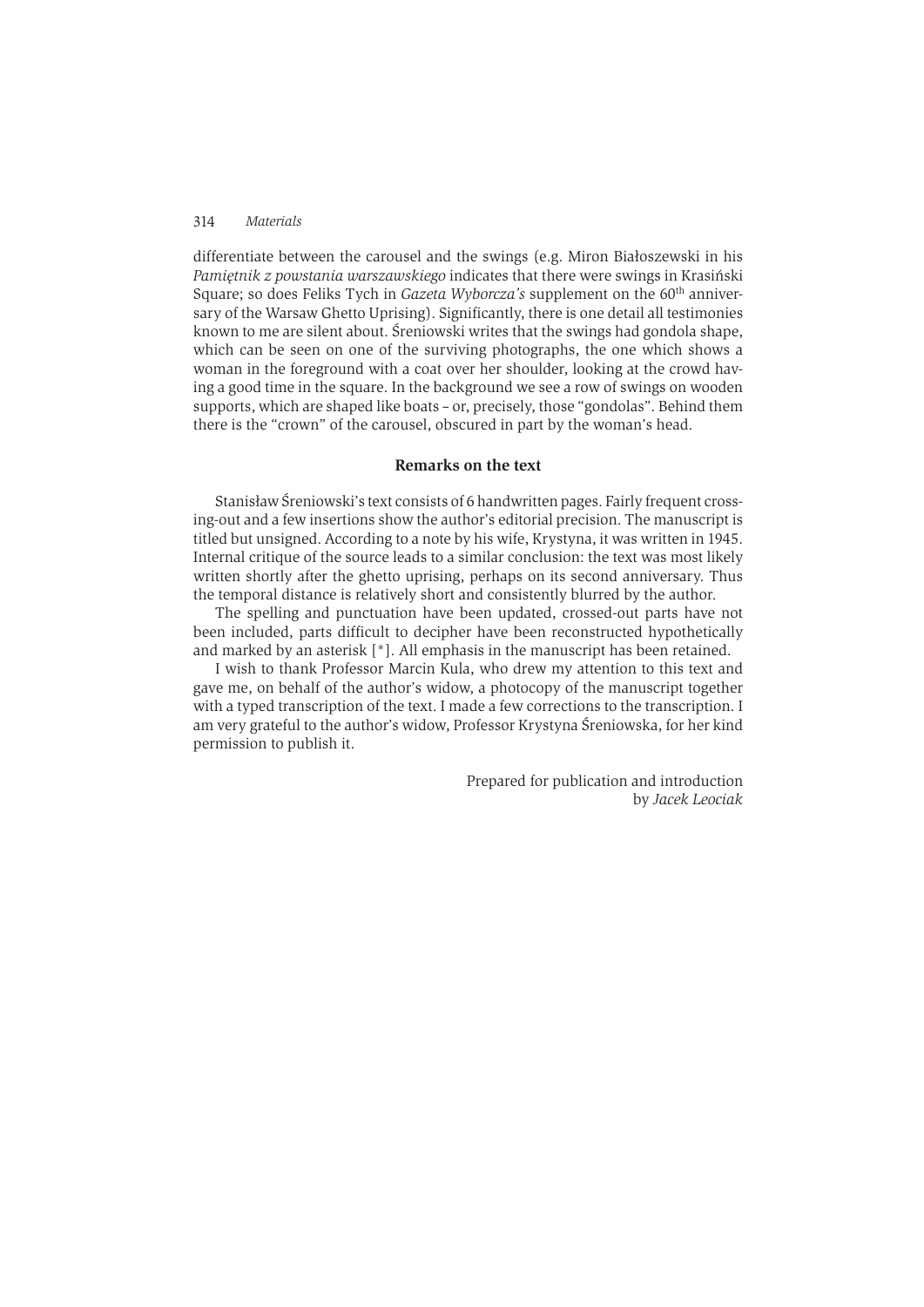differentiate between the carousel and the swings (e.g. Miron Białoszewski in his *Pamiętnik z powstania warszawskiego* indicates that there were swings in Krasiński Square; so does Feliks Tych in *Gazeta Wyborcza's* supplement on the 60th anniversary of the Warsaw Ghetto Uprising). Significantly, there is one detail all testimonies known to me are silent about. Śreniowski writes that the swings had gondola shape, which can be seen on one of the surviving photographs, the one which shows a woman in the foreground with a coat over her shoulder, looking at the crowd having a good time in the square. In the background we see a row of swings on wooden supports, which are shaped like boats – or, precisely, those "gondolas". Behind them there is the "crown" of the carousel, obscured in part by the woman's head.

### Remarks on the text

Stanisław Śreniowski's text consists of 6 handwritten pages. Fairly frequent crossing-out and a few insertions show the author's editorial precision. The manuscript is titled but unsigned. According to a note by his wife, Krystyna, it was written in 1945. Internal critique of the source leads to a similar conclusion: the text was most likely written shortly after the ghetto uprising, perhaps on its second anniversary. Thus the temporal distance is relatively short and consistently blurred by the author.

The spelling and punctuation have been updated, crossed-out parts have not been included, parts difficult to decipher have been reconstructed hypothetically and marked by an asterisk [*]. All emphasis in the manuscript has been retained.

I wish to thank Professor Marcin Kula, who drew my attention to this text and gave me, on behalf of the author's widow, a photocopy of the manuscript together with a typed transcription of the text. I made a few corrections to the transcription. I am very grateful to the author's widow, Professor Krystyna Śreniowska, for her kind permission to publish it.

Prepared for publication and introduction
by *Jacek Leociak*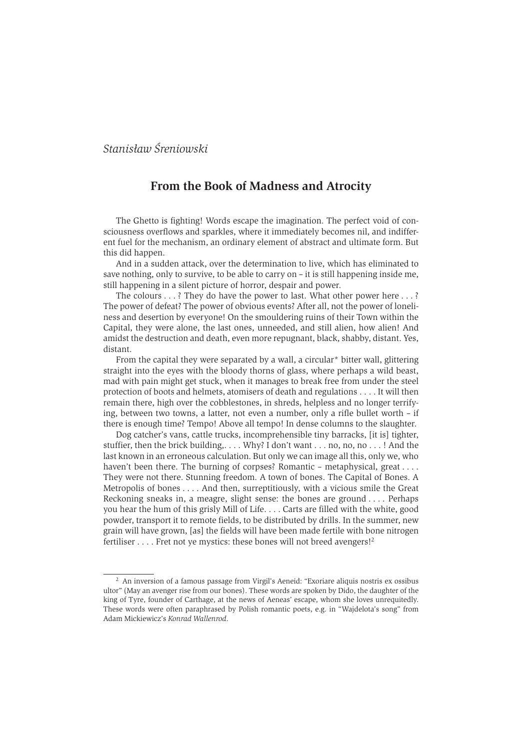*Stanisław Śreniowski*

## From the Book of Madness and Atrocity

The Ghetto is fighting! Words escape the imagination. The perfect void of consciousness overflows and sparkles, where it immediately becomes nil, and indifferent fuel for the mechanism, an ordinary element of abstract and ultimate form. But this did happen.

And in a sudden attack, over the determination to live, which has eliminated to save nothing, only to survive, to be able to carry on – it is still happening inside me, still happening in a silent picture of horror, despair and power.

The colours . . . ? They do have the power to last. What other power here . . . ? The power of defeat? The power of obvious events? After all, not the power of loneliness and desertion by everyone! On the smouldering ruins of their Town within the Capital, they were alone, the last ones, unneeded, and still alien, how alien! And amidst the destruction and death, even more repugnant, black, shabby, distant. Yes, distant.

From the capital they were separated by a wall, a circular* bitter wall, glittering straight into the eyes with the bloody thorns of glass, where perhaps a wild beast, mad with pain might get stuck, when it manages to break free from under the steel protection of boots and helmets, atomisers of death and regulations . . . . It will then remain there, high over the cobblestones, in shreds, helpless and no longer terrifying, between two towns, a latter, not even a number, only a rifle bullet worth – if there is enough time? Tempo! Above all tempo! In dense columns to the slaughter.

Dog catcher's vans, cattle trucks, incomprehensible tiny barracks, [it is] tighter, stuffier, then the brick building,. . . . Why? I don't want . . . no, no, no . . . ! And the last known in an erroneous calculation. But only we can image all this, only we, who haven't been there. The burning of corpses? Romantic – metaphysical, great . . . . They were not there. Stunning freedom. A town of bones. The Capital of Bones. A Metropolis of bones . . . . And then, surreptitiously, with a vicious smile the Great Reckoning sneaks in, a meagre, slight sense: the bones are ground . . . . Perhaps you hear the hum of this grisly Mill of Life. . . . Carts are filled with the white, good powder, transport it to remote fields, to be distributed by drills. In the summer, new grain will have grown, [as] the fields will have been made fertile with bone nitrogen fertiliser . . . . Fret not ye mystics: these bones will not breed avengers![2]

---

[2] An inversion of a famous passage from Virgil's Aeneid: "Exoriare aliquis nostris ex ossibus ultor" (May an avenger rise from our bones). These words are spoken by Dido, the daughter of the king of Tyre, founder of Carthage, at the news of Aeneas' escape, whom she loves unrequitedly. These words were often paraphrased by Polish romantic poets, e.g. in "Wajdelota's song" from Adam Mickiewicz's *Konrad Wallenrod*.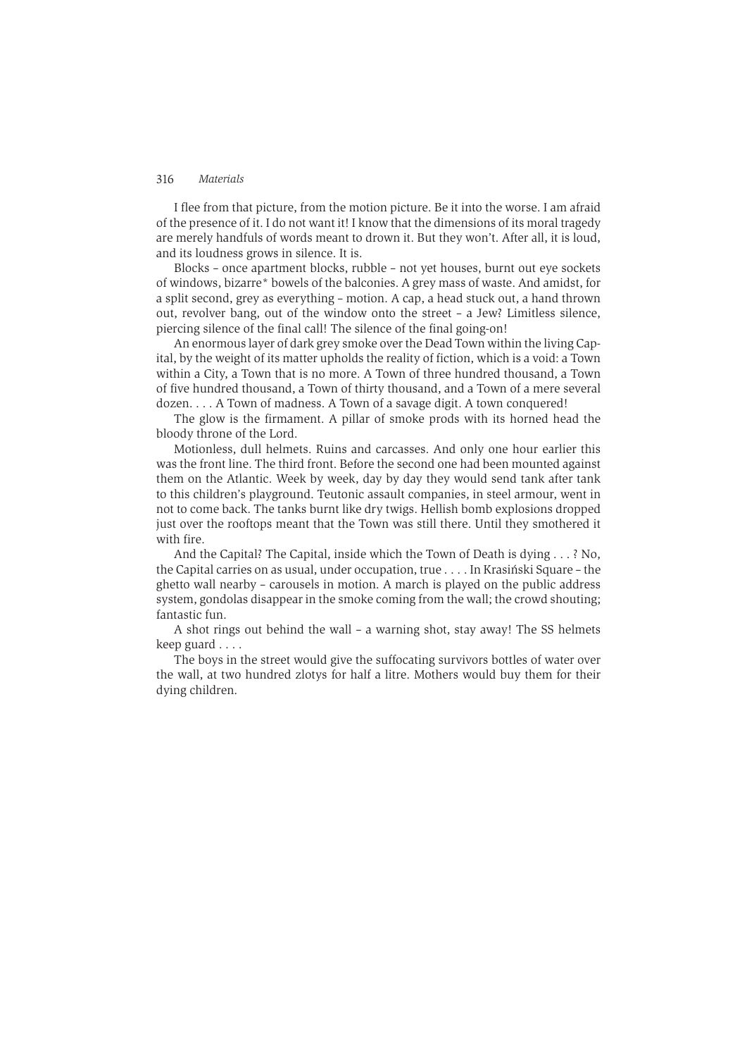I flee from that picture, from the motion picture. Be it into the worse. I am afraid of the presence of it. I do not want it! I know that the dimensions of its moral tragedy are merely handfuls of words meant to drown it. But they won't. After all, it is loud, and its loudness grows in silence. It is.

Blocks – once apartment blocks, rubble – not yet houses, burnt out eye sockets of windows, bizarre* bowels of the balconies. A grey mass of waste. And amidst, for a split second, grey as everything – motion. A cap, a head stuck out, a hand thrown out, revolver bang, out of the window onto the street – a Jew? Limitless silence, piercing silence of the final call! The silence of the final going-on!

An enormous layer of dark grey smoke over the Dead Town within the living Capital, by the weight of its matter upholds the reality of fiction, which is a void: a Town within a City, a Town that is no more. A Town of three hundred thousand, a Town of five hundred thousand, a Town of thirty thousand, and a Town of a mere several dozen. . . . A Town of madness. A Town of a savage digit. A town conquered!

The glow is the firmament. A pillar of smoke prods with its horned head the bloody throne of the Lord.

Motionless, dull helmets. Ruins and carcasses. And only one hour earlier this was the front line. The third front. Before the second one had been mounted against them on the Atlantic. Week by week, day by day they would send tank after tank to this children's playground. Teutonic assault companies, in steel armour, went in not to come back. The tanks burnt like dry twigs. Hellish bomb explosions dropped just over the rooftops meant that the Town was still there. Until they smothered it with fire.

And the Capital? The Capital, inside which the Town of Death is dying . . . ? No, the Capital carries on as usual, under occupation, true . . . . In Krasiński Square – the ghetto wall nearby – carousels in motion. A march is played on the public address system, gondolas disappear in the smoke coming from the wall; the crowd shouting; fantastic fun.

A shot rings out behind the wall – a warning shot, stay away! The SS helmets keep guard . . . .

The boys in the street would give the suffocating survivors bottles of water over the wall, at two hundred zlotys for half a litre. Mothers would buy them for their dying children.